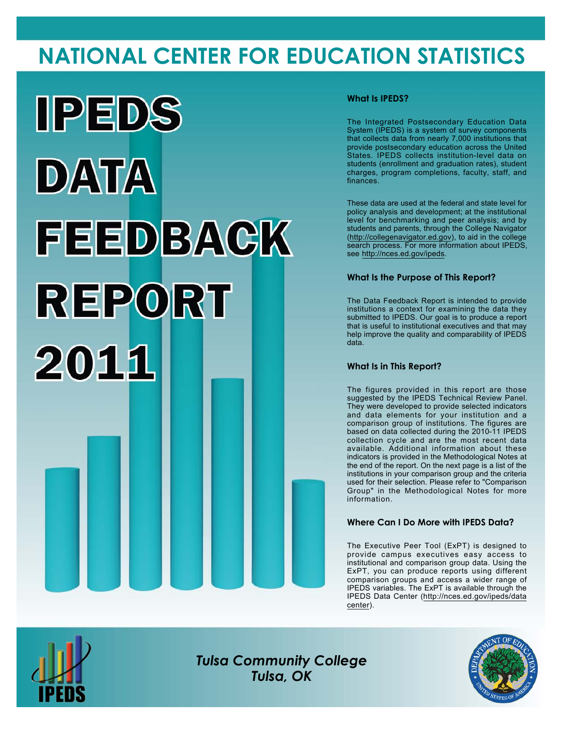# NATIONAL CENTER FOR EDUCATION STATISTICS

# IPEDS DATA FEEDBACK REPORT 2011

### What Is IPEDS?

The Integrated Postsecondary Education Data System (IPEDS) is a system of survey components that collects data from nearly 7,000 institutions that provide postsecondary education across the United States. IPEDS collects institution-level data on students (enrollment and graduation rates), student charges, program completions, faculty, staff, and finances.

These data are used at the federal and state level for policy analysis and development; at the institutional level for benchmarking and peer analysis; and by students and parents, through the College Navigator (http://collegenavigator.ed.gov), to aid in the college search process. For more information about IPEDS, see http://nces.ed.gov/ipeds.

### What Is the Purpose of This Report?

The Data Feedback Report is intended to provide institutions a context for examining the data they submitted to IPEDS. Our goal is to produce a report that is useful to institutional executives and that may help improve the quality and comparability of IPEDS data.

### What Is in This Report?

The figures provided in this report are those suggested by the IPEDS Technical Review Panel. They were developed to provide selected indicators and data elements for your institution and a comparison group of institutions. The figures are based on data collected during the 2010-11 IPEDS collection cycle and are the most recent data available. Additional information about these indicators is provided in the Methodological Notes at the end of the report. On the next page is a list of the institutions in your comparison group and the criteria used for their selection. Please refer to "Comparison Group" in the Methodological Notes for more information.

### Where Can I Do More with IPEDS Data?

The Executive Peer Tool (ExPT) is designed to provide campus executives easy access to institutional and comparison group data. Using the ExPT, you can produce reports using different comparison groups and access a wider range of IPEDS variables. The ExPT is available through the IPEDS Data Center (http://nces.ed.gov/ipeds/datacenter).

*Tulsa Community College*
*Tulsa, OK*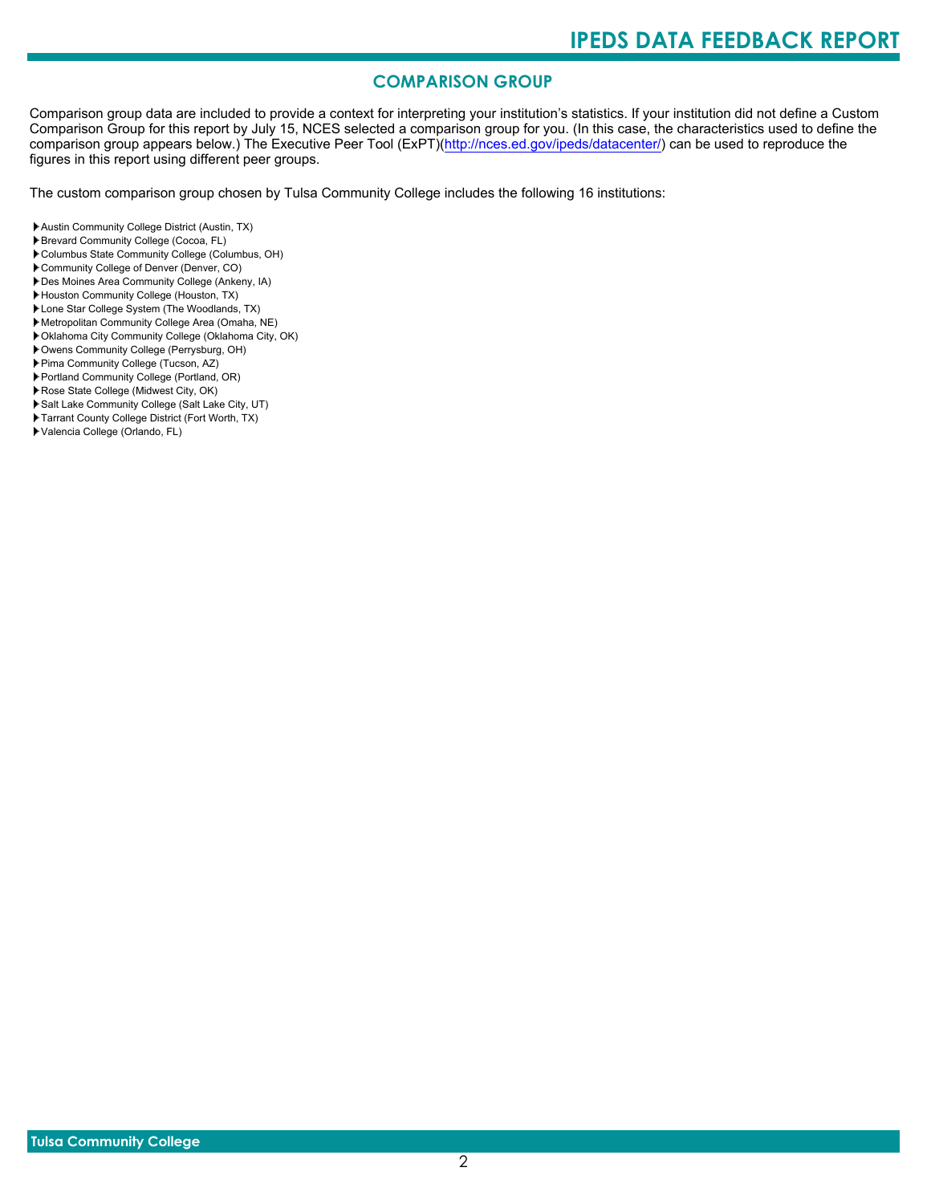## COMPARISON GROUP

Comparison group data are included to provide a context for interpreting your institution's statistics. If your institution did not define a Custom Comparison Group for this report by July 15, NCES selected a comparison group for you. (In this case, the characteristics used to define the comparison group appears below.) The Executive Peer Tool (ExPT)(http://nces.ed.gov/ipeds/datacenter/) can be used to reproduce the figures in this report using different peer groups.

The custom comparison group chosen by Tulsa Community College includes the following 16 institutions:

- Austin Community College District (Austin, TX)
- Brevard Community College (Cocoa, FL)
- Columbus State Community College (Columbus, OH)
- Community College of Denver (Denver, CO)
- Des Moines Area Community College (Ankeny, IA)
- Houston Community College (Houston, TX)
- Lone Star College System (The Woodlands, TX)
- Metropolitan Community College Area (Omaha, NE)
- Oklahoma City Community College (Oklahoma City, OK)
- Owens Community College (Perrysburg, OH)
- Pima Community College (Tucson, AZ)
- Portland Community College (Portland, OR)
- Rose State College (Midwest City, OK)
- Salt Lake Community College (Salt Lake City, UT)
- Tarrant County College District (Fort Worth, TX)
- Valencia College (Orlando, FL)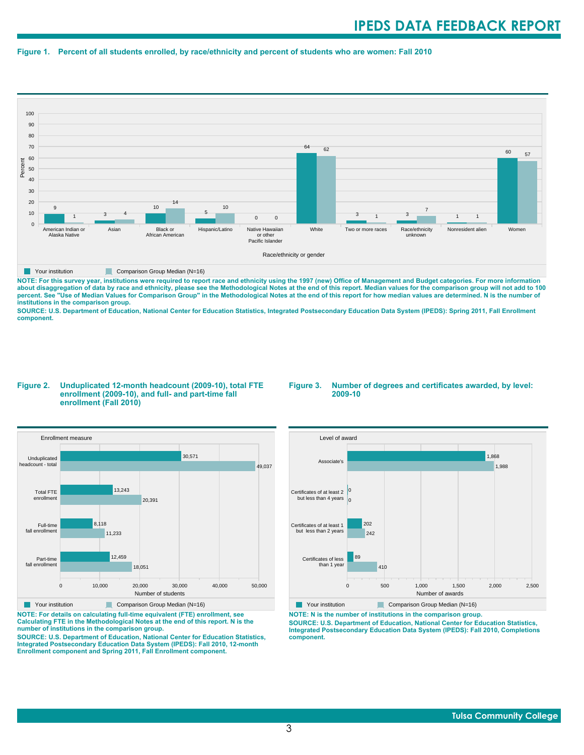**Figure 1. Percent of all students enrolled, by race/ethnicity and percent of students who are women: Fall 2010**

| Race/ethnicity or gender | Your institution | Comparison Group Median (N=16) |
|---|---|---|
| American Indian or Alaska Native | 9 | 1 |
| Asian | 3 | 4 |
| Black or African American | 10 | 14 |
| Hispanic/Latino | 5 | 10 |
| Native Hawaiian or other Pacific Islander | 0 | 0 |
| White | 64 | 62 |
| Two or more races | 3 | 1 |
| Race/ethnicity unknown | 3 | 7 |
| Nonresident alien | 1 | 1 |
| Women | 60 | 57 |

NOTE: For this survey year, institutions were required to report race and ethnicity using the 1997 (new) Office of Management and Budget categories. For more information about disaggregation of data by race and ethnicity, please see the Methodological Notes at the end of this report. Median values for the comparison group will not add to 100 percent. See "Use of Median Values for Comparison Group" in the Methodological Notes at the end of this report for how median values are determined. N is the number of institutions in the comparison group.

SOURCE: U.S. Department of Education, National Center for Education Statistics, Integrated Postsecondary Education Data System (IPEDS): Spring 2011, Fall Enrollment component.

**Figure 2. Unduplicated 12-month headcount (2009-10), total FTE enrollment (2009-10), and full- and part-time fall enrollment (Fall 2010)**

| Enrollment measure | Your institution | Comparison Group Median (N=16) |
|---|---|---|
| Unduplicated headcount - total | 30,571 | 49,037 |
| Total FTE enrollment | 13,243 | 20,391 |
| Full-time fall enrollment | 8,118 | 11,233 |
| Part-time fall enrollment | 12,459 | 18,051 |

NOTE: For details on calculating full-time equivalent (FTE) enrollment, see Calculating FTE in the Methodological Notes at the end of this report. N is the number of institutions in the comparison group.

SOURCE: U.S. Department of Education, National Center for Education Statistics, Integrated Postsecondary Education Data System (IPEDS): Fall 2010, 12-month Enrollment component and Spring 2011, Fall Enrollment component.

**Figure 3. Number of degrees and certificates awarded, by level: 2009-10**

| Level of award | Your institution | Comparison Group Median (N=16) |
|---|---|---|
| Associate's | 1,868 | 1,988 |
| Certificates of at least 2 but less than 4 years | 0 | 0 |
| Certificates of at least 1 but less than 2 years | 202 | 242 |
| Certificates of less than 1 year | 89 | 410 |

NOTE: N is the number of institutions in the comparison group.

SOURCE: U.S. Department of Education, National Center for Education Statistics, Integrated Postsecondary Education Data System (IPEDS): Fall 2010, Completions component.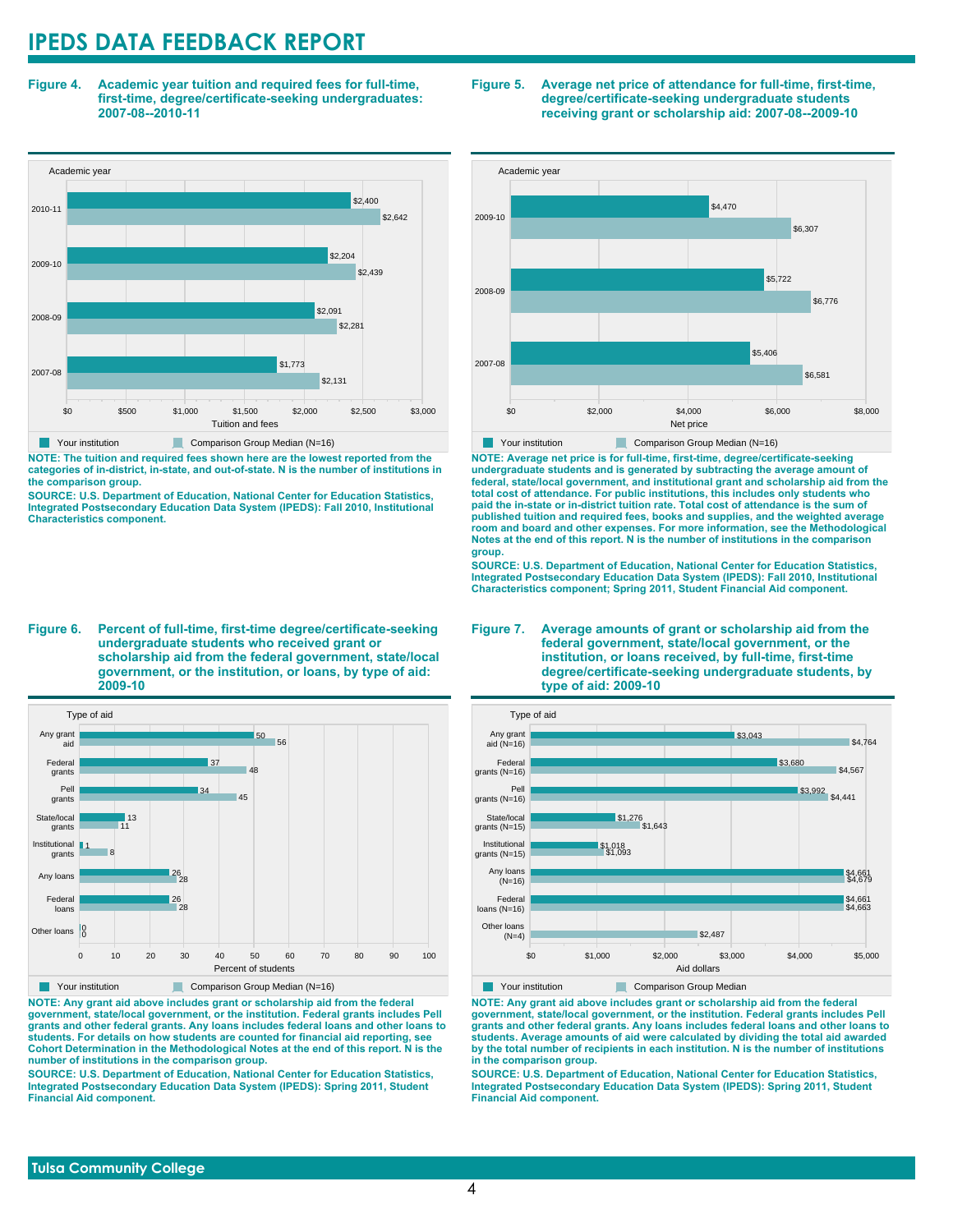# IPEDS DATA FEEDBACK REPORT

**Figure 4. Academic year tuition and required fees for full-time, first-time, degree/certificate-seeking undergraduates: 2007-08--2010-11**

| Academic year | Your institution | Comparison Group Median (N=16) |
|---|---|---|
| 2010-11 | $2,400 | $2,642 |
| 2009-10 | $2,204 | $2,439 |
| 2008-09 | $2,091 | $2,281 |
| 2007-08 | $1,773 | $2,131 |

**NOTE: The tuition and required fees shown here are the lowest reported from the categories of in-district, in-state, and out-of-state. N is the number of institutions in the comparison group.**

**SOURCE: U.S. Department of Education, National Center for Education Statistics, Integrated Postsecondary Education Data System (IPEDS): Fall 2010, Institutional Characteristics component.**

**Figure 5. Average net price of attendance for full-time, first-time, degree/certificate-seeking undergraduate students receiving grant or scholarship aid: 2007-08--2009-10**

| Academic year | Your institution | Comparison Group Median (N=16) |
|---|---|---|
| 2009-10 | $4,470 | $6,307 |
| 2008-09 | $5,722 | $6,776 |
| 2007-08 | $5,406 | $6,581 |

**NOTE: Average net price is for full-time, first-time, degree/certificate-seeking undergraduate students and is generated by subtracting the average amount of federal, state/local government, and institutional grant and scholarship aid from the total cost of attendance. For public institutions, this includes only students who paid the in-state or in-district tuition rate. Total cost of attendance is the sum of published tuition and required fees, books and supplies, and the weighted average room and board and other expenses. For more information, see the Methodological Notes at the end of this report. N is the number of institutions in the comparison group.**

**SOURCE: U.S. Department of Education, National Center for Education Statistics, Integrated Postsecondary Education Data System (IPEDS): Fall 2010, Institutional Characteristics component; Spring 2011, Student Financial Aid component.**

**Figure 6. Percent of full-time, first-time degree/certificate-seeking undergraduate students who received grant or scholarship aid from the federal government, state/local government, or the institution, or loans, by type of aid: 2009-10**

| Type of aid | Your institution | Comparison Group Median (N=16) |
|---|---|---|
| Any grant aid | 50 | 56 |
| Federal grants | 37 | 48 |
| Pell grants | 34 | 45 |
| State/local grants | 13 | 11 |
| Institutional grants | 1 | 8 |
| Any loans | 26 | 28 |
| Federal loans | 26 | 28 |
| Other loans | 0 | 0 |

**NOTE: Any grant aid above includes grant or scholarship aid from the federal government, state/local government, or the institution. Federal grants includes Pell grants and other federal grants. Any loans includes federal loans and other loans to students. For details on how students are counted for financial aid reporting, see Cohort Determination in the Methodological Notes at the end of this report. N is the number of institutions in the comparison group.**

**SOURCE: U.S. Department of Education, National Center for Education Statistics, Integrated Postsecondary Education Data System (IPEDS): Spring 2011, Student Financial Aid component.**

**Figure 7. Average amounts of grant or scholarship aid from the federal government, state/local government, or the institution, or loans received, by full-time, first-time degree/certificate-seeking undergraduate students, by type of aid: 2009-10**

| Type of aid | Your institution | Comparison Group Median |
|---|---|---|
| Any grant aid (N=16) | $3,043 | $4,764 |
| Federal grants (N=16) | $3,680 | $4,567 |
| Pell grants (N=16) | $3,992 | $4,441 |
| State/local grants (N=15) | $1,276 | $1,643 |
| Institutional grants (N=15) | $1,018 | $1,093 |
| Any loans (N=16) | $4,661 | $4,679 |
| Federal loans (N=16) | $4,661 | $4,663 |
| Other loans (N=4) | | $2,487 |

**NOTE: Any grant aid above includes grant or scholarship aid from the federal government, state/local government, or the institution. Federal grants includes Pell grants and other federal grants. Any loans includes federal loans and other loans to students. Average amounts of aid were calculated by dividing the total aid awarded by the total number of recipients in each institution. N is the number of institutions in the comparison group.**

**SOURCE: U.S. Department of Education, National Center for Education Statistics, Integrated Postsecondary Education Data System (IPEDS): Spring 2011, Student Financial Aid component.**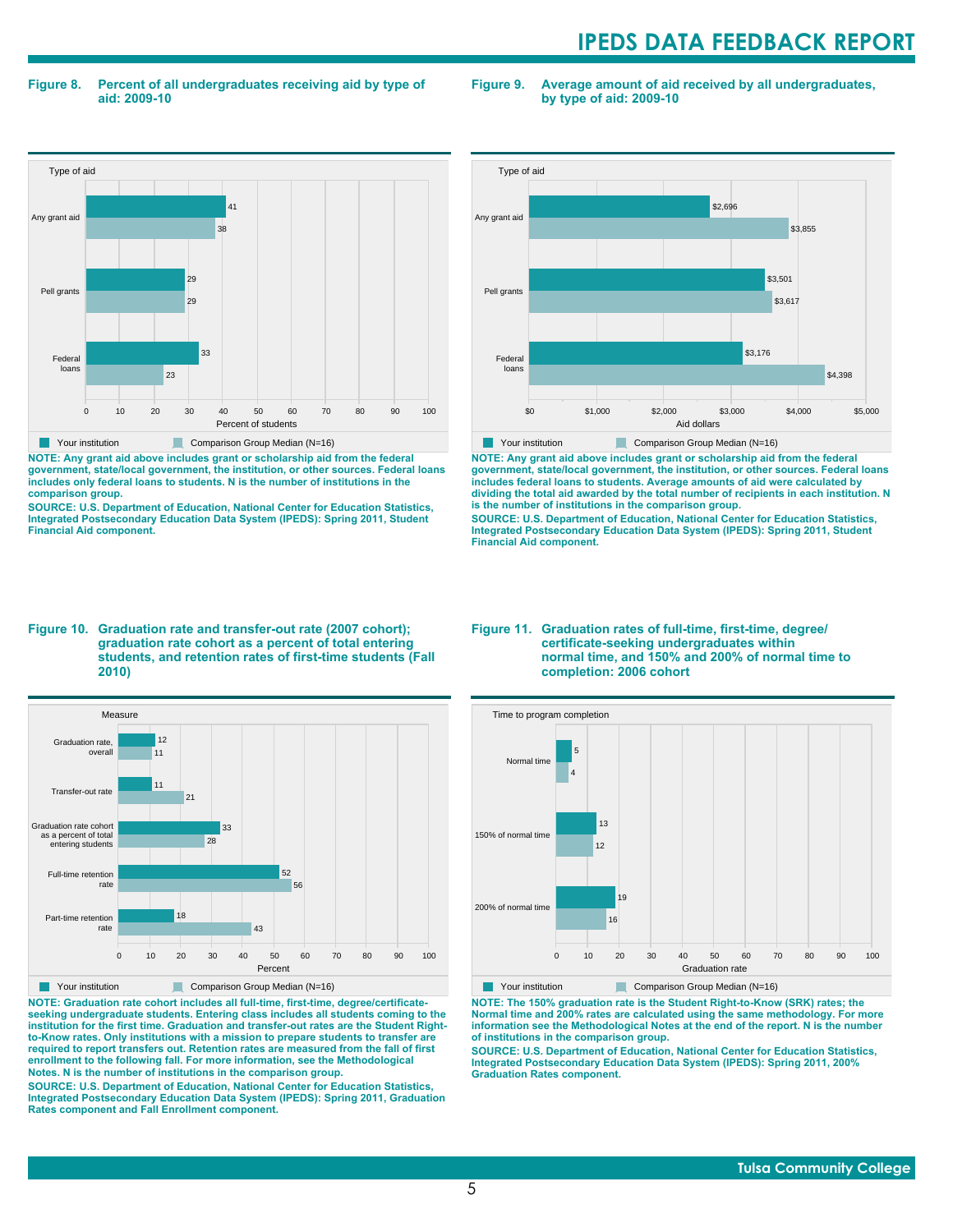**Figure 8. Percent of all undergraduates receiving aid by type of aid: 2009-10**

| Type of aid | Your institution | Comparison Group Median (N=16) |
|---|---|---|
| Any grant aid | 41 | 38 |
| Pell grants | 29 | 29 |
| Federal loans | 33 | 23 |

Percent of students

NOTE: Any grant aid above includes grant or scholarship aid from the federal government, state/local government, the institution, or other sources. Federal loans includes only federal loans to students. N is the number of institutions in the comparison group.

SOURCE: U.S. Department of Education, National Center for Education Statistics, Integrated Postsecondary Education Data System (IPEDS): Spring 2011, Student Financial Aid component.

**Figure 9. Average amount of aid received by all undergraduates, by type of aid: 2009-10**

| Type of aid | Your institution | Comparison Group Median (N=16) |
|---|---|---|
| Any grant aid | $2,696 | $3,855 |
| Pell grants | $3,501 | $3,617 |
| Federal loans | $3,176 | $4,398 |

Aid dollars

NOTE: Any grant aid above includes grant or scholarship aid from the federal government, state/local government, the institution, or other sources. Federal loans includes federal loans to students. Average amounts of aid were calculated by dividing the total aid awarded by the total number of recipients in each institution. N is the number of institutions in the comparison group.

SOURCE: U.S. Department of Education, National Center for Education Statistics, Integrated Postsecondary Education Data System (IPEDS): Spring 2011, Student Financial Aid component.

**Figure 10. Graduation rate and transfer-out rate (2007 cohort); graduation rate cohort as a percent of total entering students, and retention rates of first-time students (Fall 2010)**

| Measure | Your institution | Comparison Group Median (N=16) |
|---|---|---|
| Graduation rate, overall | 12 | 11 |
| Transfer-out rate | 11 | 21 |
| Graduation rate cohort as a percent of total entering students | 33 | 28 |
| Full-time retention rate | 52 | 56 |
| Part-time retention rate | 18 | 43 |

Percent

NOTE: Graduation rate cohort includes all full-time, first-time, degree/certificate-seeking undergraduate students. Entering class includes all students coming to the institution for the first time. Graduation and transfer-out rates are the Student Right-to-Know rates. Only institutions with a mission to prepare students to transfer are required to report transfers out. Retention rates are measured from the fall of first enrollment to the following fall. For more information, see the Methodological Notes. N is the number of institutions in the comparison group.

SOURCE: U.S. Department of Education, National Center for Education Statistics, Integrated Postsecondary Education Data System (IPEDS): Spring 2011, Graduation Rates component and Fall Enrollment component.

**Figure 11. Graduation rates of full-time, first-time, degree/certificate-seeking undergraduates within normal time, and 150% and 200% of normal time to completion: 2006 cohort**

| Time to program completion | Your institution | Comparison Group Median (N=16) |
|---|---|---|
| Normal time | 5 | 4 |
| 150% of normal time | 13 | 12 |
| 200% of normal time | 19 | 16 |

Graduation rate

NOTE: The 150% graduation rate is the Student Right-to-Know (SRK) rates; the Normal time and 200% rates are calculated using the same methodology. For more information see the Methodological Notes at the end of the report. N is the number of institutions in the comparison group.

SOURCE: U.S. Department of Education, National Center for Education Statistics, Integrated Postsecondary Education Data System (IPEDS): Spring 2011, 200% Graduation Rates component.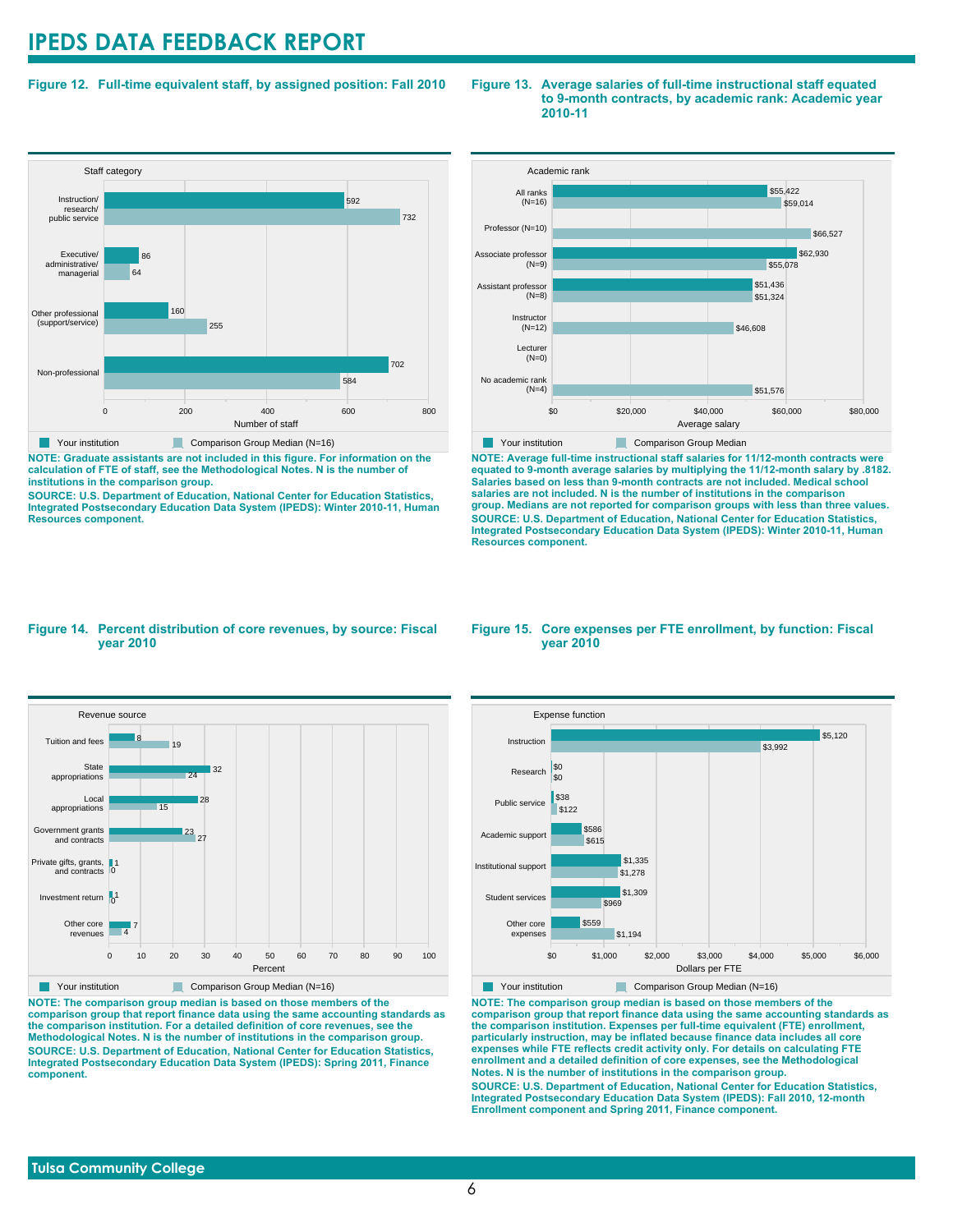# IPEDS DATA FEEDBACK REPORT

### Figure 12. Full-time equivalent staff, by assigned position: Fall 2010

| Staff category | Your institution | Comparison Group Median (N=16) |
|---|---|---|
| Instruction/ research/ public service | 592 | 732 |
| Executive/ administrative/ managerial | 86 | 64 |
| Other professional (support/service) | 160 | 255 |
| Non-professional | 702 | 584 |

**NOTE: Graduate assistants are not included in this figure. For information on the calculation of FTE of staff, see the Methodological Notes. N is the number of institutions in the comparison group.**

**SOURCE: U.S. Department of Education, National Center for Education Statistics, Integrated Postsecondary Education Data System (IPEDS): Winter 2010-11, Human Resources component.**

### Figure 13. Average salaries of full-time instructional staff equated to 9-month contracts, by academic rank: Academic year 2010-11

| Academic rank | Your institution | Comparison Group Median |
|---|---|---|
| All ranks (N=16) | $55,422 | $59,014 |
| Professor (N=10) | | $66,527 |
| Associate professor (N=9) | $62,930 | $55,078 |
| Assistant professor (N=8) | $51,436 | $51,324 |
| Instructor (N=12) | | $46,608 |
| Lecturer (N=0) | | |
| No academic rank (N=4) | | $51,576 |

**NOTE: Average full-time instructional staff salaries for 11/12-month contracts were equated to 9-month average salaries by multiplying the 11/12-month salary by .8182. Salaries based on less than 9-month contracts are not included. Medical school salaries are not included. N is the number of institutions in the comparison group. Medians are not reported for comparison groups with less than three values.**

**SOURCE: U.S. Department of Education, National Center for Education Statistics, Integrated Postsecondary Education Data System (IPEDS): Winter 2010-11, Human Resources component.**

### Figure 14. Percent distribution of core revenues, by source: Fiscal year 2010

| Revenue source | Your institution | Comparison Group Median (N=16) |
|---|---|---|
| Tuition and fees | 8 | 19 |
| State appropriations | 32 | 24 |
| Local appropriations | 28 | 15 |
| Government grants and contracts | 23 | 27 |
| Private gifts, grants, and contracts | 1 | 0 |
| Investment return | 1 | 0 |
| Other core revenues | 7 | 4 |

**NOTE: The comparison group median is based on those members of the comparison group that report finance data using the same accounting standards as the comparison institution. For a detailed definition of core revenues, see the Methodological Notes. N is the number of institutions in the comparison group.**

**SOURCE: U.S. Department of Education, National Center for Education Statistics, Integrated Postsecondary Education Data System (IPEDS): Spring 2011, Finance component.**

### Figure 15. Core expenses per FTE enrollment, by function: Fiscal year 2010

| Expense function | Your institution | Comparison Group Median (N=16) |
|---|---|---|
| Instruction | $5,120 | $3,992 |
| Research | $0 | $0 |
| Public service | $38 | $122 |
| Academic support | $586 | $615 |
| Institutional support | $1,335 | $1,278 |
| Student services | $1,309 | $969 |
| Other core expenses | $559 | $1,194 |

**NOTE: The comparison group median is based on those members of the comparison group that report finance data using the same accounting standards as the comparison institution. Expenses per full-time equivalent (FTE) enrollment, particularly instruction, may be inflated because finance data includes all core expenses while FTE reflects credit activity only. For details on calculating FTE enrollment and a detailed definition of core expenses, see the Methodological Notes. N is the number of institutions in the comparison group.**

**SOURCE: U.S. Department of Education, National Center for Education Statistics, Integrated Postsecondary Education Data System (IPEDS): Fall 2010, 12-month Enrollment component and Spring 2011, Finance component.**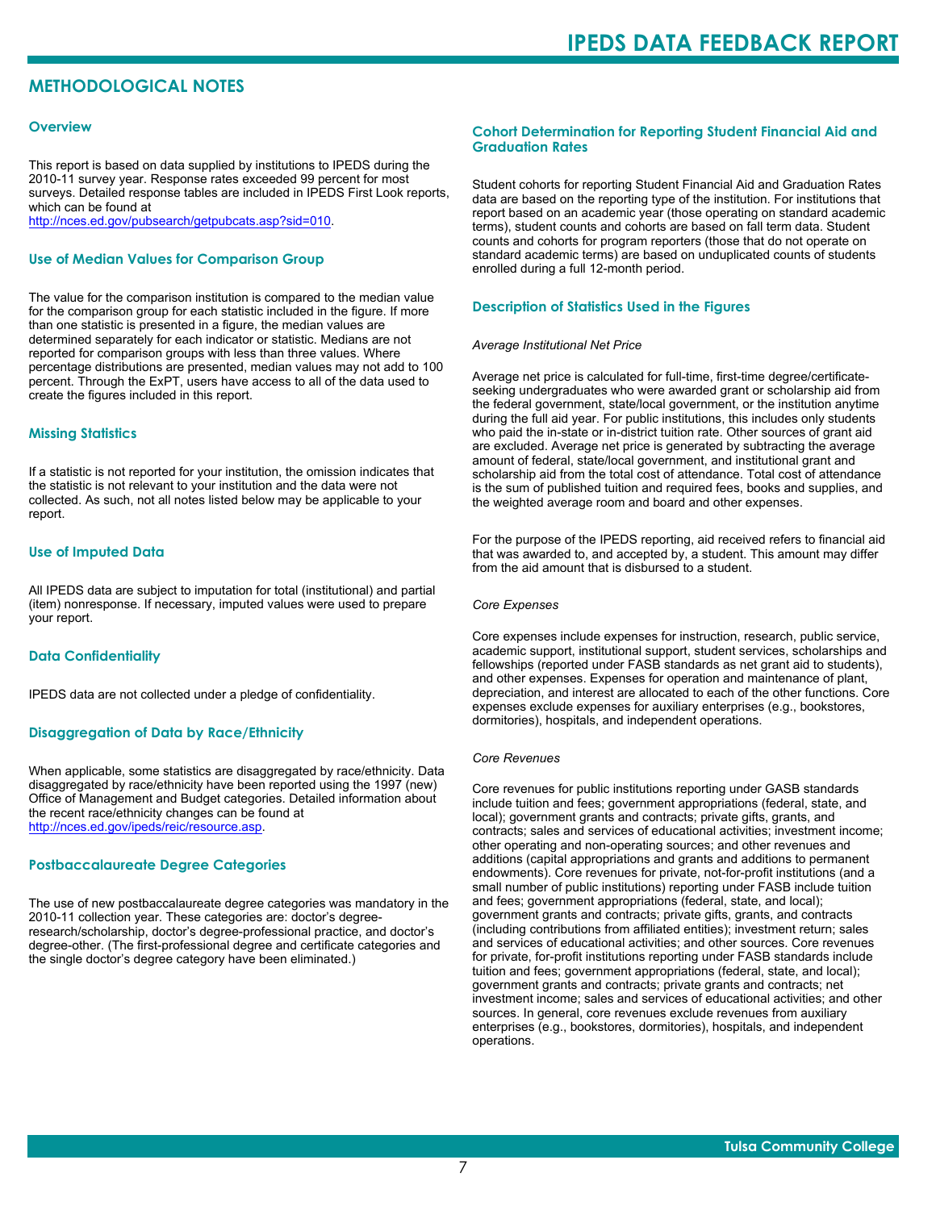## METHODOLOGICAL NOTES

### Overview

This report is based on data supplied by institutions to IPEDS during the 2010-11 survey year. Response rates exceeded 99 percent for most surveys. Detailed response tables are included in IPEDS First Look reports, which can be found at http://nces.ed.gov/pubsearch/getpubcats.asp?sid=010.

### Use of Median Values for Comparison Group

The value for the comparison institution is compared to the median value for the comparison group for each statistic included in the figure. If more than one statistic is presented in a figure, the median values are determined separately for each indicator or statistic. Medians are not reported for comparison groups with less than three values. Where percentage distributions are presented, median values may not add to 100 percent. Through the ExPT, users have access to all of the data used to create the figures included in this report.

### Missing Statistics

If a statistic is not reported for your institution, the omission indicates that the statistic is not relevant to your institution and the data were not collected. As such, not all notes listed below may be applicable to your report.

### Use of Imputed Data

All IPEDS data are subject to imputation for total (institutional) and partial (item) nonresponse. If necessary, imputed values were used to prepare your report.

### Data Confidentiality

IPEDS data are not collected under a pledge of confidentiality.

### Disaggregation of Data by Race/Ethnicity

When applicable, some statistics are disaggregated by race/ethnicity. Data disaggregated by race/ethnicity have been reported using the 1997 (new) Office of Management and Budget categories. Detailed information about the recent race/ethnicity changes can be found at http://nces.ed.gov/ipeds/reic/resource.asp.

### Postbaccalaureate Degree Categories

The use of new postbaccalaureate degree categories was mandatory in the 2010-11 collection year. These categories are: doctor's degree-research/scholarship, doctor's degree-professional practice, and doctor's degree-other. (The first-professional degree and certificate categories and the single doctor's degree category have been eliminated.)

### Cohort Determination for Reporting Student Financial Aid and Graduation Rates

Student cohorts for reporting Student Financial Aid and Graduation Rates data are based on the reporting type of the institution. For institutions that report based on an academic year (those operating on standard academic terms), student counts and cohorts are based on fall term data. Student counts and cohorts for program reporters (those that do not operate on standard academic terms) are based on unduplicated counts of students enrolled during a full 12-month period.

### Description of Statistics Used in the Figures

*Average Institutional Net Price*

Average net price is calculated for full-time, first-time degree/certificate-seeking undergraduates who were awarded grant or scholarship aid from the federal government, state/local government, or the institution anytime during the full aid year. For public institutions, this includes only students who paid the in-state or in-district tuition rate. Other sources of grant aid are excluded. Average net price is generated by subtracting the average amount of federal, state/local government, and institutional grant and scholarship aid from the total cost of attendance. Total cost of attendance is the sum of published tuition and required fees, books and supplies, and the weighted average room and board and other expenses.

For the purpose of the IPEDS reporting, aid received refers to financial aid that was awarded to, and accepted by, a student. This amount may differ from the aid amount that is disbursed to a student.

*Core Expenses*

Core expenses include expenses for instruction, research, public service, academic support, institutional support, student services, scholarships and fellowships (reported under FASB standards as net grant aid to students), and other expenses. Expenses for operation and maintenance of plant, depreciation, and interest are allocated to each of the other functions. Core expenses exclude expenses for auxiliary enterprises (e.g., bookstores, dormitories), hospitals, and independent operations.

*Core Revenues*

Core revenues for public institutions reporting under GASB standards include tuition and fees; government appropriations (federal, state, and local); government grants and contracts; private gifts, grants, and contracts; sales and services of educational activities; investment income; other operating and non-operating sources; and other revenues and additions (capital appropriations and grants and additions to permanent endowments). Core revenues for private, not-for-profit institutions (and a small number of public institutions) reporting under FASB include tuition and fees; government appropriations (federal, state, and local); government grants and contracts; private gifts, grants, and contracts (including contributions from affiliated entities); investment return; sales and services of educational activities; and other sources. Core revenues for private, for-profit institutions reporting under FASB standards include tuition and fees; government appropriations (federal, state, and local); government grants and contracts; private grants and contracts; net investment income; sales and services of educational activities; and other sources. In general, core revenues exclude revenues from auxiliary enterprises (e.g., bookstores, dormitories), hospitals, and independent operations.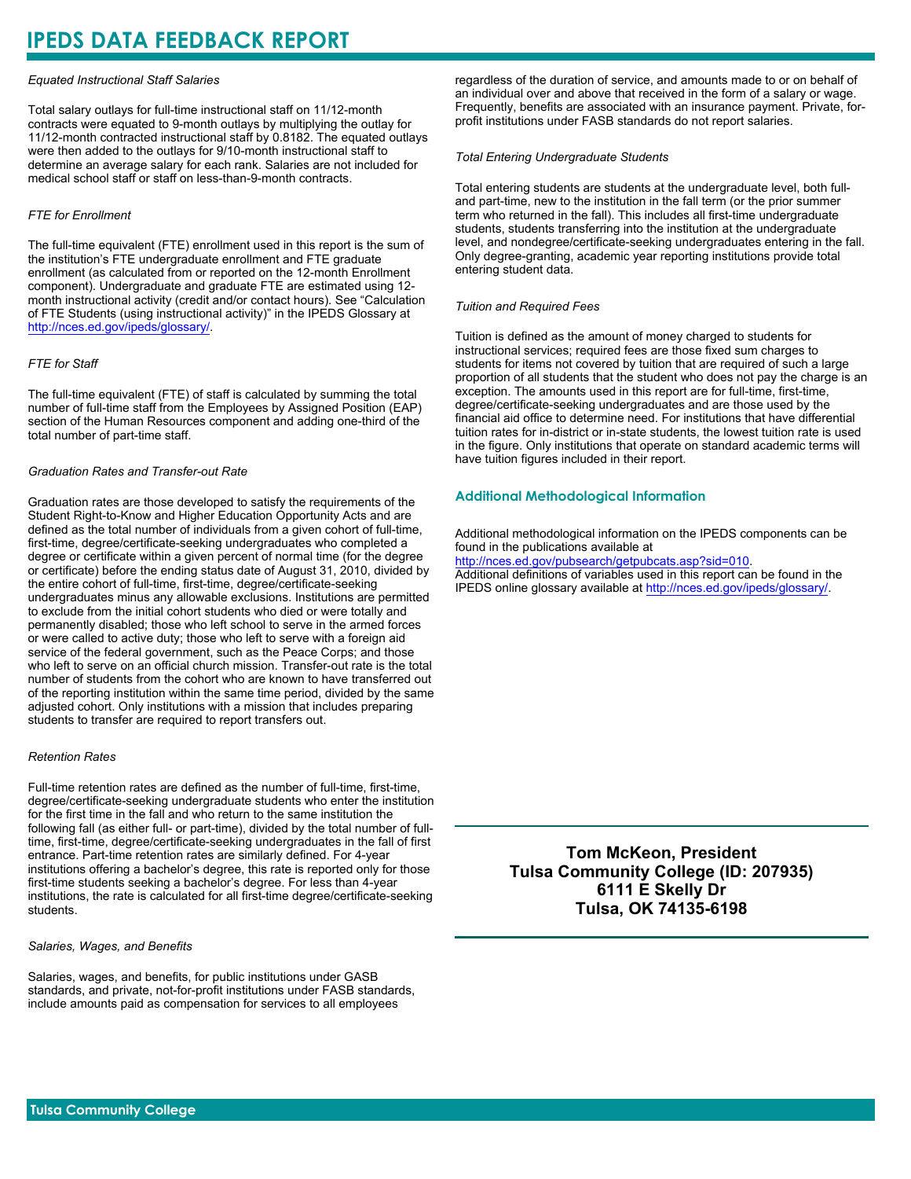*Equated Instructional Staff Salaries*

Total salary outlays for full-time instructional staff on 11/12-month contracts were equated to 9-month outlays by multiplying the outlay for 11/12-month contracted instructional staff by 0.8182. The equated outlays were then added to the outlays for 9/10-month instructional staff to determine an average salary for each rank. Salaries are not included for medical school staff or staff on less-than-9-month contracts.

*FTE for Enrollment*

The full-time equivalent (FTE) enrollment used in this report is the sum of the institution's FTE undergraduate enrollment and FTE graduate enrollment (as calculated from or reported on the 12-month Enrollment component). Undergraduate and graduate FTE are estimated using 12-month instructional activity (credit and/or contact hours). See "Calculation of FTE Students (using instructional activity)" in the IPEDS Glossary at http://nces.ed.gov/ipeds/glossary/.

*FTE for Staff*

The full-time equivalent (FTE) of staff is calculated by summing the total number of full-time staff from the Employees by Assigned Position (EAP) section of the Human Resources component and adding one-third of the total number of part-time staff.

*Graduation Rates and Transfer-out Rate*

Graduation rates are those developed to satisfy the requirements of the Student Right-to-Know and Higher Education Opportunity Acts and are defined as the total number of individuals from a given cohort of full-time, first-time, degree/certificate-seeking undergraduates who completed a degree or certificate within a given percent of normal time (for the degree or certificate) before the ending status date of August 31, 2010, divided by the entire cohort of full-time, first-time, degree/certificate-seeking undergraduates minus any allowable exclusions. Institutions are permitted to exclude from the initial cohort students who died or were totally and permanently disabled; those who left school to serve in the armed forces or were called to active duty; those who left to serve with a foreign aid service of the federal government, such as the Peace Corps; and those who left to serve on an official church mission. Transfer-out rate is the total number of students from the cohort who are known to have transferred out of the reporting institution within the same time period, divided by the same adjusted cohort. Only institutions with a mission that includes preparing students to transfer are required to report transfers out.

*Retention Rates*

Full-time retention rates are defined as the number of full-time, first-time, degree/certificate-seeking undergraduate students who enter the institution for the first time in the fall and who return to the same institution the following fall (as either full- or part-time), divided by the total number of full-time, first-time, degree/certificate-seeking undergraduates in the fall of first entrance. Part-time retention rates are similarly defined. For 4-year institutions offering a bachelor's degree, this rate is reported only for those first-time students seeking a bachelor's degree. For less than 4-year institutions, the rate is calculated for all first-time degree/certificate-seeking students.

*Salaries, Wages, and Benefits*

Salaries, wages, and benefits, for public institutions under GASB standards, and private, not-for-profit institutions under FASB standards, include amounts paid as compensation for services to all employees regardless of the duration of service, and amounts made to or on behalf of an individual over and above that received in the form of a salary or wage. Frequently, benefits are associated with an insurance payment. Private, for-profit institutions under FASB standards do not report salaries.

*Total Entering Undergraduate Students*

Total entering students are students at the undergraduate level, both full- and part-time, new to the institution in the fall term (or the prior summer term who returned in the fall). This includes all first-time undergraduate students, students transferring into the institution at the undergraduate level, and nondegree/certificate-seeking undergraduates entering in the fall. Only degree-granting, academic year reporting institutions provide total entering student data.

*Tuition and Required Fees*

Tuition is defined as the amount of money charged to students for instructional services; required fees are those fixed sum charges to students for items not covered by tuition that are required of such a large proportion of all students that the student who does not pay the charge is an exception. The amounts used in this report are for full-time, first-time, degree/certificate-seeking undergraduates and are those used by the financial aid office to determine need. For institutions that have differential tuition rates for in-district or in-state students, the lowest tuition rate is used in the figure. Only institutions that operate on standard academic terms will have tuition figures included in their report.

## Additional Methodological Information

Additional methodological information on the IPEDS components can be found in the publications available at http://nces.ed.gov/pubsearch/getpubcats.asp?sid=010.
Additional definitions of variables used in this report can be found in the IPEDS online glossary available at http://nces.ed.gov/ipeds/glossary/.

---

**Tom McKeon, President**
**Tulsa Community College (ID: 207935)**
**6111 E Skelly Dr**
**Tulsa, OK 74135-6198**

---